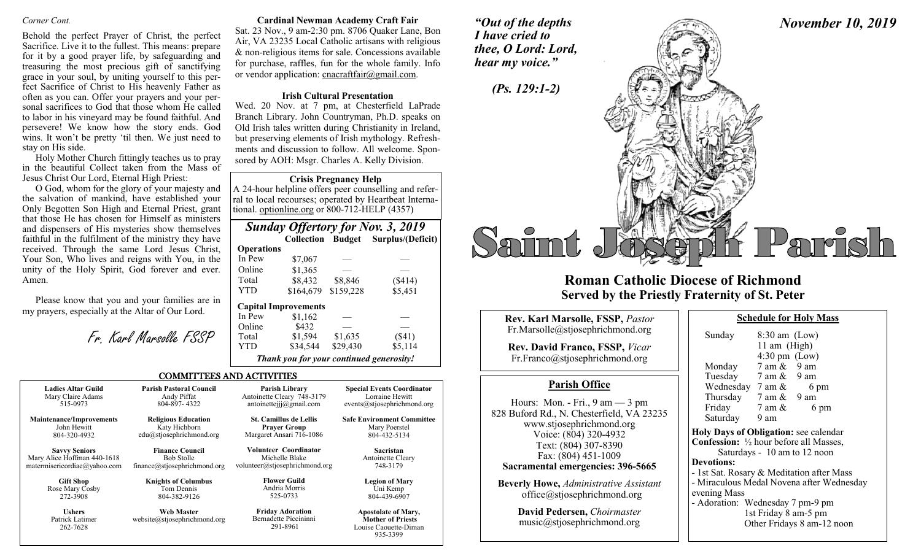*Corner Cont.*

Behold the perfect Prayer of Christ, the perfect Sacrifice. Live it to the fullest. This means: prepare for it by a good prayer life, by safeguarding and treasuring the most precious gift of sanctifying grace in your soul, by uniting yourself to this perfect Sacrifice of Christ to His heavenly Father as often as you can. Offer your prayers and your personal sacrifices to God that those whom He called to labor in his vineyard may be found faithful. And persevere! We know how the story ends. God wins. It won't be pretty 'til then. We just need to stay on His side.

Holy Mother Church fittingly teaches us to pray in the beautiful Collect taken from the Mass of Jesus Christ Our Lord, Eternal High Priest:

O God, whom for the glory of your majesty and the salvation of mankind, have established your Only Begotten Son High and Eternal Priest, grant that those He has chosen for Himself as ministers and dispensers of His mysteries show themselves faithful in the fulfilment of the ministry they have received. Through the same Lord Jesus Christ, Your Son, Who lives and reigns with You, in the unity of the Holy Spirit, God forever and ever. Amen.

Please know that you and your families are in my prayers, especially at the Altar of Our Lord.

*Fr. Karl Marsolle FSSP*

**Cardinal Newman Academy Craft Fair**

Sat. 23 Nov., 9 am-2:30 pm. 8706 Quaker Lane, Bon Air, VA 23235 Local Catholic artisans with religious & non-religious items for sale. Concessions available for purchase, raffles, fun for the whole family. Info or vendor application: cnacraftfair@gmail.com.

**Irish Cultural Presentation**

Wed. 20 Nov. at 7 pm, at Chesterfield LaPrade Branch Library. John Countryman, Ph.D. speaks on Old Irish tales written during Christianity in Ireland, but preserving elements of Irish mythology. Refreshments and discussion to follow. All welcome. Sponsored by AOH: Msgr. Charles A. Kelly Division.

**Crisis Pregnancy Help**

A 24-hour helpline offers peer counselling and referral to local recourses; operated by Heartbeat International. optionline.org or 800-712-HELP (4357)

## *Sunday Offertory for Nov. 3, 2019*

| | Collection | Budget | Surplus/(Deficit) |
|---|---|---|---|
| **Operations** | | | |
| In Pew | $7,067 | — | — |
| Online | $1,365 | — | — |
| Total | $8,432 | $8,846 | ($414) |
| YTD | $164,679 | $159,228 | $5,451 |
| **Capital Improvements** | | | |
| In Pew | $1,162 | — | — |
| Online | $432 | — | — |
| Total | $1,594 | $1,635 | ($41) |
| YTD | $34,544 | $29,430 | $5,114 |

***Thank you for your continued generosity!***

## COMMITTEES AND ACTIVITIES

| | | | |
|---|---|---|---|
| **Ladies Altar Guild**<br>Mary Claire Adams<br>515-0973 | **Parish Pastoral Council**<br>Andy Piffat<br>804-897- 4322 | **Parish Library**<br>Antoinette Cleary 748-3179<br>antoinettejjj@gmail.com | **Special Events Coordinator**<br>Lorraine Hewitt<br>events@stjosephrichmond.org |
| **Maintenance/Improvements**<br>John Hewitt<br>804-320-4932 | **Religious Education**<br>Katy Hichborn<br>edu@stjosephrichmond.org | **St. Camillus de Lellis Prayer Group**<br>Margaret Ansari 716-1086 | **Safe Environment Committee**<br>Mary Poerstel<br>804-432-5134 |
| **Savvy Seniors**<br>Mary Alice Hoffman 440-1618<br>matermisericordiae@yahoo.com | **Finance Council**<br>Bob Stolle<br>finance@stjosephrichmond.org | **Volunteer Coordinator**<br>Michelle Blake<br>volunteer@stjosephrichmond.org | **Sacristan**<br>Antoinette Cleary<br>748-3179 |
| **Gift Shop**<br>Rose Mary Cosby<br>272-3908 | **Knights of Columbus**<br>Tom Dennis<br>804-382-9126 | **Flower Guild**<br>Andria Morris<br>525-0733 | **Legion of Mary**<br>Uni Kemp<br>804-439-6907 |
| **Ushers**<br>Patrick Latimer<br>262-7628 | **Web Master**<br>website@stjosephrichmond.org | **Friday Adoration**<br>Bernadette Piccininni<br>291-8961 | **Apostolate of Mary, Mother of Priests**<br>Louise Caouette-Diman<br>935-3399 |

*"Out of the depths I have cried to thee, O Lord: Lord, hear my voice."*

*(Ps. 129:1-2)*

*November 10, 2019*

# Saint Joseph Parish

## Roman Catholic Diocese of Richmond
## Served by the Priestly Fraternity of St. Peter

**Rev. Karl Marsolle, FSSP,** *Pastor*
Fr.Marsolle@stjosephrichmond.org

**Rev. David Franco, FSSP,** *Vicar*
Fr.Franco@stjosephrichmond.org

### Parish Office

Hours: Mon. - Fri., 9 am — 3 pm
828 Buford Rd., N. Chesterfield, VA 23235
www.stjosephrichmond.org
Voice: (804) 320-4932
Text: (804) 307-8390
Fax: (804) 451-1009
**Sacramental emergencies: 396-5665**

**Beverly Howe,** *Administrative Assistant*
office@stjosephrichmond.org

**David Pedersen,** *Choirmaster*
music@stjosephrichmond.org

### Schedule for Holy Mass

| | |
|---|---|
| Sunday | 8:30 am (Low)<br>11 am (High)<br>4:30 pm (Low) |
| Monday | 7 am & 9 am |
| Tuesday | 7 am & 9 am |
| Wednesday | 7 am & 6 pm |
| Thursday | 7 am & 9 am |
| Friday | 7 am & 6 pm |
| Saturday | 9 am |

**Holy Days of Obligation:** see calendar
**Confession:** ½ hour before all Masses, Saturdays - 10 am to 12 noon
**Devotions:**
- 1st Sat. Rosary & Meditation after Mass
- Miraculous Medal Novena after Wednesday evening Mass
- Adoration: Wednesday 7 pm-9 pm
  1st Friday 8 am-5 pm
  Other Fridays 8 am-12 noon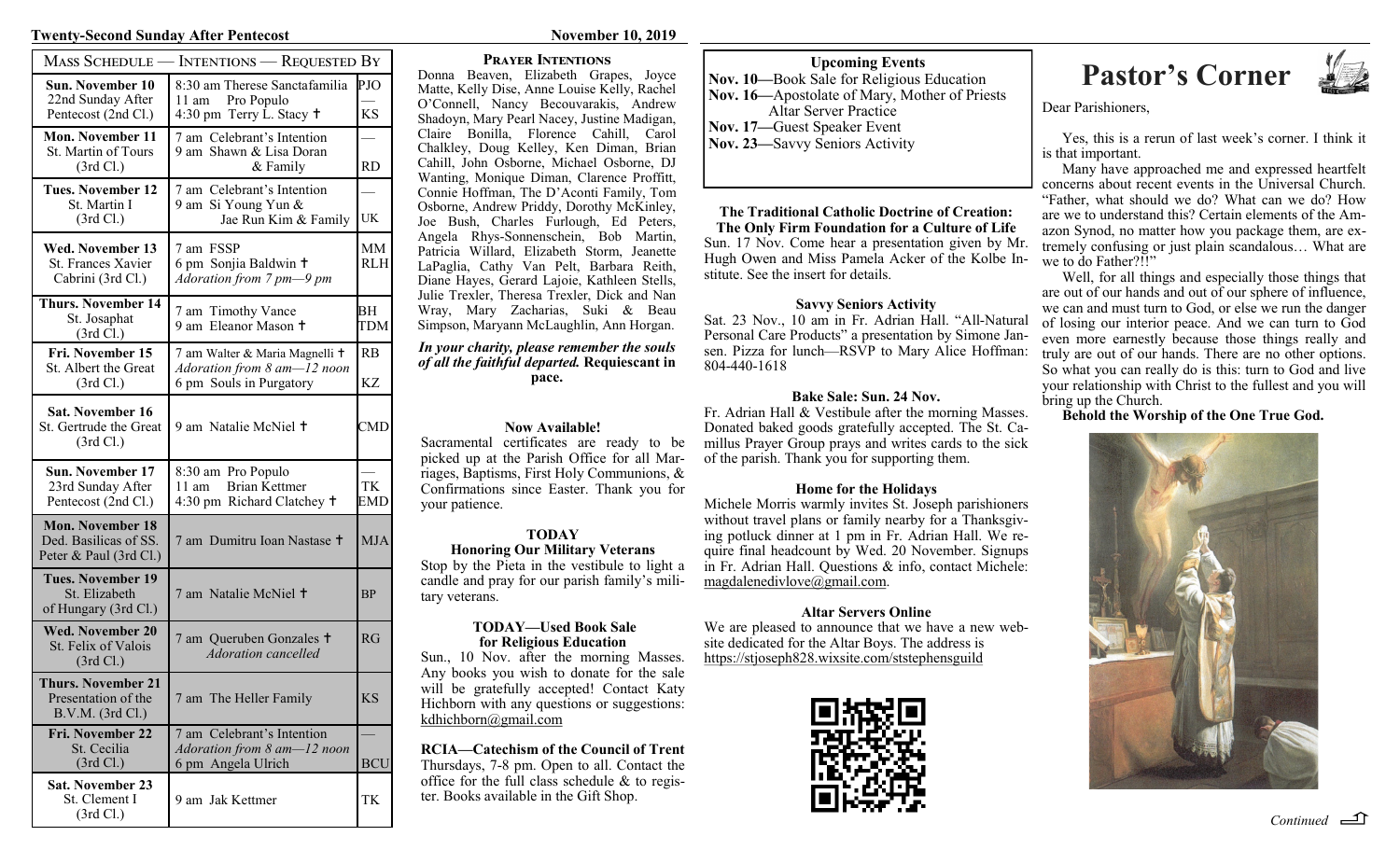**Twenty-Second Sunday After Pentecost** **November 10, 2019**

| Mass Schedule — Intentions — Requested By | | |
|---|---|---|
| **Sun. November 10** 22nd Sunday After Pentecost (2nd Cl.) | 8:30 am Therese Sanctafamilia<br>11 am Pro Populo<br>4:30 pm Terry L. Stacy ✝ | PJO<br>—<br>KS |
| **Mon. November 11** St. Martin of Tours (3rd Cl.) | 7 am Celebrant's Intention<br>9 am Shawn & Lisa Doran & Family | —<br>RD |
| **Tues. November 12** St. Martin I (3rd Cl.) | 7 am Celebrant's Intention<br>9 am Si Young Yun & Jae Run Kim & Family | —<br>UK |
| **Wed. November 13** St. Frances Xavier Cabrini (3rd Cl.) | 7 am FSSP<br>6 pm Sonjia Baldwin ✝<br>*Adoration from 7 pm—9 pm* | MM<br>RLH |
| **Thurs. November 14** St. Josaphat (3rd Cl.) | 7 am Timothy Vance<br>9 am Eleanor Mason ✝ | BH<br>TDM |
| **Fri. November 15** St. Albert the Great (3rd Cl.) | 7 am Walter & Maria Magnelli ✝<br>*Adoration from 8 am—12 noon*<br>6 pm Souls in Purgatory | RB<br>KZ |
| **Sat. November 16** St. Gertrude the Great (3rd Cl.) | 9 am Natalie McNiel ✝ | CMD |
| **Sun. November 17** 23rd Sunday After Pentecost (2nd Cl.) | 8:30 am Pro Populo<br>11 am Brian Kettmer<br>4:30 pm Richard Clatchey ✝ | —<br>TK<br>EMD |
| **Mon. November 18** Ded. Basilicas of SS. Peter & Paul (3rd Cl.) | 7 am Dumitru Ioan Nastase ✝ | MJA |
| **Tues. November 19** St. Elizabeth of Hungary (3rd Cl.) | 7 am Natalie McNiel ✝ | BP |
| **Wed. November 20** St. Felix of Valois (3rd Cl.) | 7 am Queruben Gonzales ✝<br>*Adoration cancelled* | RG |
| **Thurs. November 21** Presentation of the B.V.M. (3rd Cl.) | 7 am The Heller Family | KS |
| **Fri. November 22** St. Cecilia (3rd Cl.) | 7 am Celebrant's Intention<br>*Adoration from 8 am—12 noon*<br>6 pm Angela Ulrich | —<br>BCU |
| **Sat. November 23** St. Clement I (3rd Cl.) | 9 am Jak Kettmer | TK |

### Prayer Intentions

Donna Beaven, Elizabeth Grapes, Joyce Matte, Kelly Dise, Anne Louise Kelly, Rachel O'Connell, Nancy Becouvarakis, Andrew Shadoyn, Mary Pearl Nacey, Justine Madigan, Claire Bonilla, Florence Cahill, Carol Chalkley, Doug Kelley, Ken Diman, Brian Cahill, John Osborne, Michael Osborne, DJ Wanting, Monique Diman, Clarence Proffitt, Connie Hoffman, The D'Aconti Family, Tom Osborne, Andrew Priddy, Dorothy McKinley, Joe Bush, Charles Furlough, Ed Peters, Angela Rhys-Sonnenschein, Bob Martin, Patricia Willard, Elizabeth Storm, Jeanette LaPaglia, Cathy Van Pelt, Barbara Reith, Diane Hayes, Gerard Lajoie, Kathleen Stells, Julie Trexler, Theresa Trexler, Dick and Nan Wray, Mary Zacharias, Suki & Beau Simpson, Maryann McLaughlin, Ann Horgan.

***In your charity, please remember the souls of all the faithful departed.* Requiescant in pace.**

### Now Available!

Sacramental certificates are ready to be picked up at the Parish Office for all Marriages, Baptisms, First Holy Communions, & Confirmations since Easter. Thank you for your patience.

### TODAY
### Honoring Our Military Veterans

Stop by the Pieta in the vestibule to light a candle and pray for our parish family's military veterans.

### TODAY—Used Book Sale for Religious Education

Sun., 10 Nov. after the morning Masses. Any books you wish to donate for the sale will be gratefully accepted! Contact Katy Hichborn with any questions or suggestions: kdhichborn@gmail.com

### RCIA—Catechism of the Council of Trent

Thursdays, 7-8 pm. Open to all. Contact the office for the full class schedule & to register. Books available in the Gift Shop.

### Upcoming Events

**Nov. 10—**Book Sale for Religious Education
**Nov. 16—**Apostolate of Mary, Mother of Priests Altar Server Practice
**Nov. 17—**Guest Speaker Event
**Nov. 23—**Savvy Seniors Activity

### The Traditional Catholic Doctrine of Creation: The Only Firm Foundation for a Culture of Life

Sun. 17 Nov. Come hear a presentation given by Mr. Hugh Owen and Miss Pamela Acker of the Kolbe Institute. See the insert for details.

### Savvy Seniors Activity

Sat. 23 Nov., 10 am in Fr. Adrian Hall. "All-Natural Personal Care Products" a presentation by Simone Jansen. Pizza for lunch—RSVP to Mary Alice Hoffman: 804-440-1618

### Bake Sale: Sun. 24 Nov.

Fr. Adrian Hall & Vestibule after the morning Masses. Donated baked goods gratefully accepted. The St. Camillus Prayer Group prays and writes cards to the sick of the parish. Thank you for supporting them.

### Home for the Holidays

Michele Morris warmly invites St. Joseph parishioners without travel plans or family nearby for a Thanksgiving potluck dinner at 1 pm in Fr. Adrian Hall. We require final headcount by Wed. 20 November. Signups in Fr. Adrian Hall. Questions & info, contact Michele: magdalenedivlove@gmail.com.

### Altar Servers Online

We are pleased to announce that we have a new website dedicated for the Altar Boys. The address is https://stjoseph828.wixsite.com/ststephensguild

# Pastor's Corner

Dear Parishioners,

Yes, this is a rerun of last week's corner. I think it is that important.

Many have approached me and expressed heartfelt concerns about recent events in the Universal Church. "Father, what should we do? What can we do? How are we to understand this? Certain elements of the Amazon Synod, no matter how you package them, are extremely confusing or just plain scandalous… What are we to do Father?!!"

Well, for all things and especially those things that are out of our hands and out of our sphere of influence, we can and must turn to God, or else we run the danger of losing our interior peace. And we can turn to God even more earnestly because those things really and truly are out of our hands. There are no other options. So what you can really do is this: turn to God and live your relationship with Christ to the fullest and you will bring up the Church.

**Behold the Worship of the One True God.**

*Continued*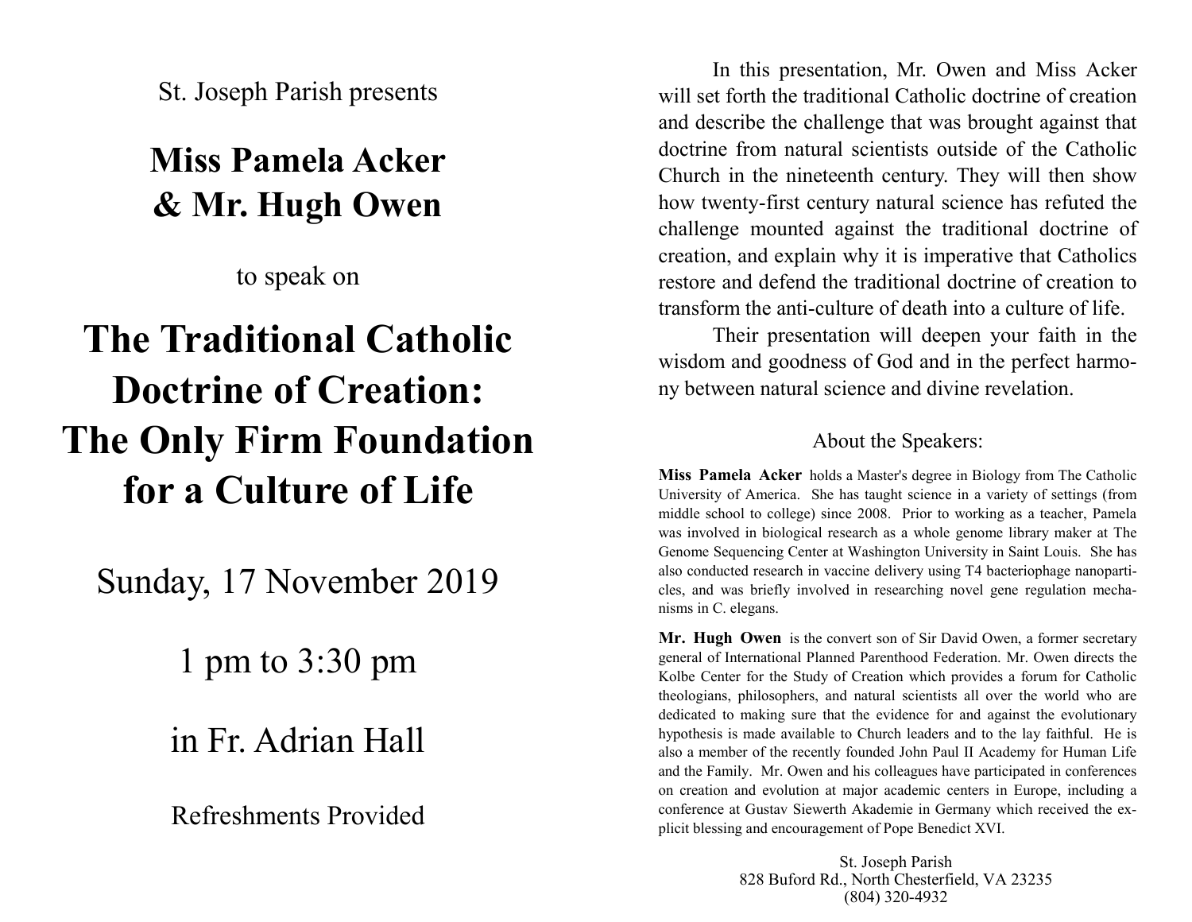St. Joseph Parish presents

# Miss Pamela Acker & Mr. Hugh Owen

to speak on

# The Traditional Catholic Doctrine of Creation: The Only Firm Foundation for a Culture of Life

Sunday, 17 November 2019

1 pm to 3:30 pm

in Fr. Adrian Hall

Refreshments Provided

In this presentation, Mr. Owen and Miss Acker will set forth the traditional Catholic doctrine of creation and describe the challenge that was brought against that doctrine from natural scientists outside of the Catholic Church in the nineteenth century. They will then show how twenty-first century natural science has refuted the challenge mounted against the traditional doctrine of creation, and explain why it is imperative that Catholics restore and defend the traditional doctrine of creation to transform the anti-culture of death into a culture of life.

Their presentation will deepen your faith in the wisdom and goodness of God and in the perfect harmony between natural science and divine revelation.

## About the Speakers:

**Miss Pamela Acker** holds a Master's degree in Biology from The Catholic University of America. She has taught science in a variety of settings (from middle school to college) since 2008. Prior to working as a teacher, Pamela was involved in biological research as a whole genome library maker at The Genome Sequencing Center at Washington University in Saint Louis. She has also conducted research in vaccine delivery using T4 bacteriophage nanoparticles, and was briefly involved in researching novel gene regulation mechanisms in C. elegans.

**Mr. Hugh Owen** is the convert son of Sir David Owen, a former secretary general of International Planned Parenthood Federation. Mr. Owen directs the Kolbe Center for the Study of Creation which provides a forum for Catholic theologians, philosophers, and natural scientists all over the world who are dedicated to making sure that the evidence for and against the evolutionary hypothesis is made available to Church leaders and to the lay faithful. He is also a member of the recently founded John Paul II Academy for Human Life and the Family. Mr. Owen and his colleagues have participated in conferences on creation and evolution at major academic centers in Europe, including a conference at Gustav Siewerth Akademie in Germany which received the explicit blessing and encouragement of Pope Benedict XVI.

St. Joseph Parish
828 Buford Rd., North Chesterfield, VA 23235
(804) 320-4932